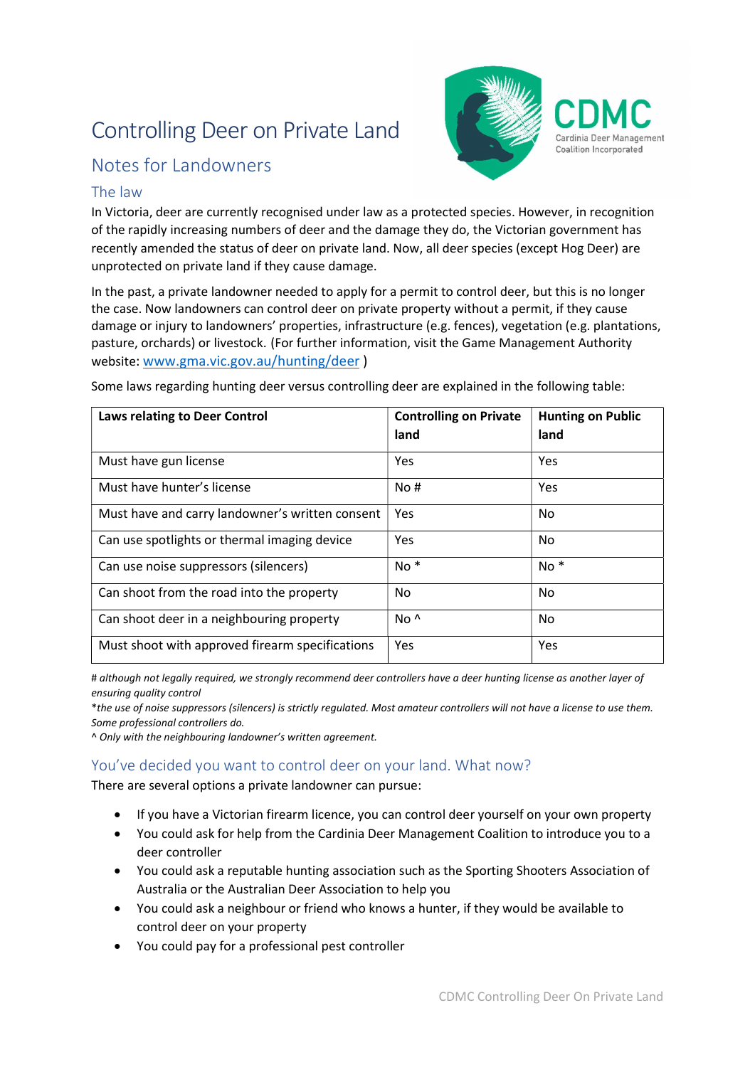# Controlling Deer on Private Land

## Notes for Landowners

### The law

In Victoria, deer are currently recognised under law as a protected species. However, in recognition of the rapidly increasing numbers of deer and the damage they do, the Victorian government has recently amended the status of deer on private land. Now, all deer species (except Hog Deer) are unprotected on private land if they cause damage.

In the past, a private landowner needed to apply for a permit to control deer, but this is no longer the case. Now landowners can control deer on private property without a permit, if they cause damage or injury to landowners' properties, infrastructure (e.g. fences), vegetation (e.g. plantations, pasture, orchards) or livestock. (For further information, visit the Game Management Authority website: [www.gma.vic.gov.au/hunting/deer](www.gma.vic.gov.au/hunting/deer) )

Some laws regarding hunting deer versus controlling deer are explained in the following table:

| Laws relating to Deer Control | Controlling on Private land | Hunting on Public land |
|---|---|---|
| Must have gun license | Yes | Yes |
| Must have hunter's license | No # | Yes |
| Must have and carry landowner's written consent | Yes | No |
| Can use spotlights or thermal imaging device | Yes | No |
| Can use noise suppressors (silencers) | No * | No * |
| Can shoot from the road into the property | No | No |
| Can shoot deer in a neighbouring property | No ^ | No |
| Must shoot with approved firearm specifications | Yes | Yes |

*# although not legally required, we strongly recommend deer controllers have a deer hunting license as another layer of ensuring quality control*

*\*the use of noise suppressors (silencers) is strictly regulated. Most amateur controllers will not have a license to use them. Some professional controllers do.*

*^ Only with the neighbouring landowner's written agreement.*

### You've decided you want to control deer on your land. What now?

There are several options a private landowner can pursue:

- If you have a Victorian firearm licence, you can control deer yourself on your own property
- You could ask for help from the Cardinia Deer Management Coalition to introduce you to a deer controller
- You could ask a reputable hunting association such as the Sporting Shooters Association of Australia or the Australian Deer Association to help you
- You could ask a neighbour or friend who knows a hunter, if they would be available to control deer on your property
- You could pay for a professional pest controller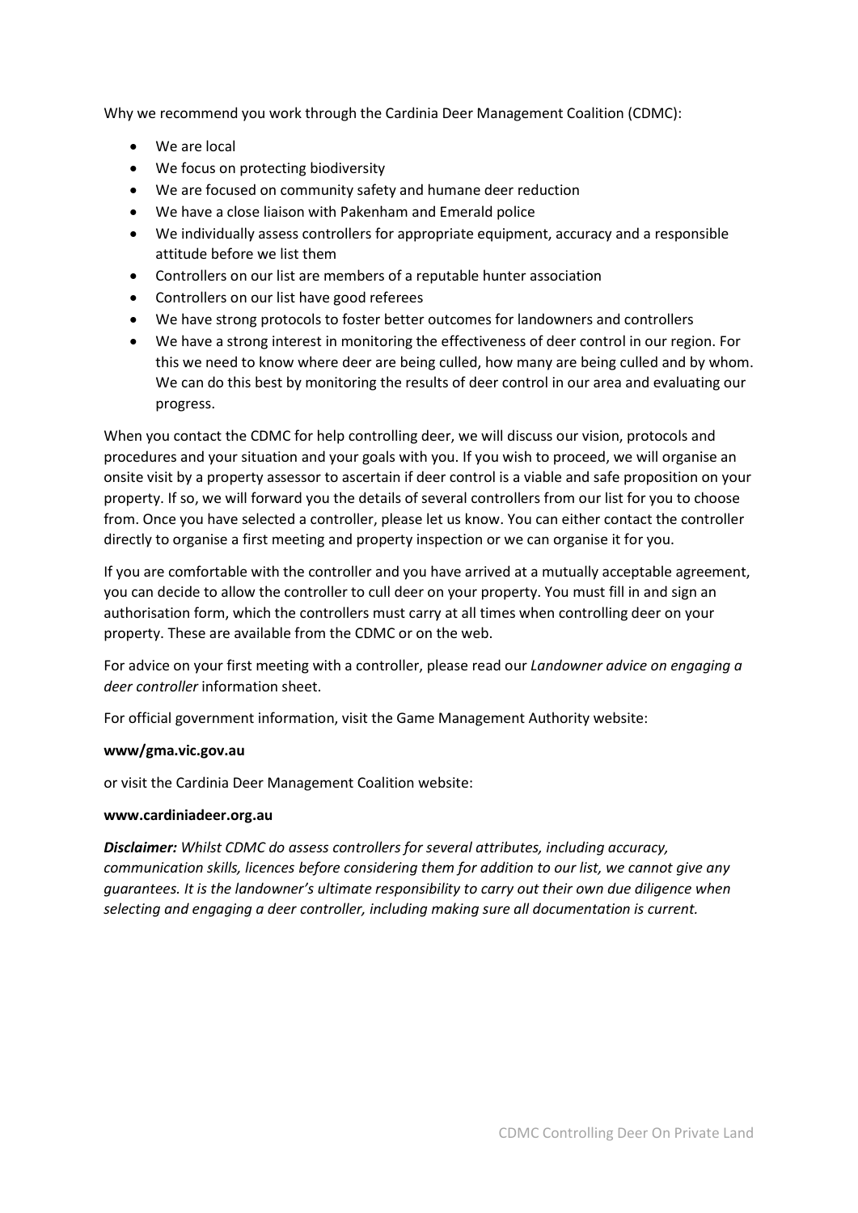Why we recommend you work through the Cardinia Deer Management Coalition (CDMC):

- We are local
- We focus on protecting biodiversity
- We are focused on community safety and humane deer reduction
- We have a close liaison with Pakenham and Emerald police
- We individually assess controllers for appropriate equipment, accuracy and a responsible attitude before we list them
- Controllers on our list are members of a reputable hunter association
- Controllers on our list have good referees
- We have strong protocols to foster better outcomes for landowners and controllers
- We have a strong interest in monitoring the effectiveness of deer control in our region. For this we need to know where deer are being culled, how many are being culled and by whom. We can do this best by monitoring the results of deer control in our area and evaluating our progress.

When you contact the CDMC for help controlling deer, we will discuss our vision, protocols and procedures and your situation and your goals with you. If you wish to proceed, we will organise an onsite visit by a property assessor to ascertain if deer control is a viable and safe proposition on your property. If so, we will forward you the details of several controllers from our list for you to choose from. Once you have selected a controller, please let us know. You can either contact the controller directly to organise a first meeting and property inspection or we can organise it for you.

If you are comfortable with the controller and you have arrived at a mutually acceptable agreement, you can decide to allow the controller to cull deer on your property. You must fill in and sign an authorisation form, which the controllers must carry at all times when controlling deer on your property. These are available from the CDMC or on the web.

For advice on your first meeting with a controller, please read our *Landowner advice on engaging a deer controller* information sheet.

For official government information, visit the Game Management Authority website:

**www/gma.vic.gov.au**

or visit the Cardinia Deer Management Coalition website:

**www.cardiniadeer.org.au**

***Disclaimer:*** *Whilst CDMC do assess controllers for several attributes, including accuracy, communication skills, licences before considering them for addition to our list, we cannot give any guarantees. It is the landowner's ultimate responsibility to carry out their own due diligence when selecting and engaging a deer controller, including making sure all documentation is current.*